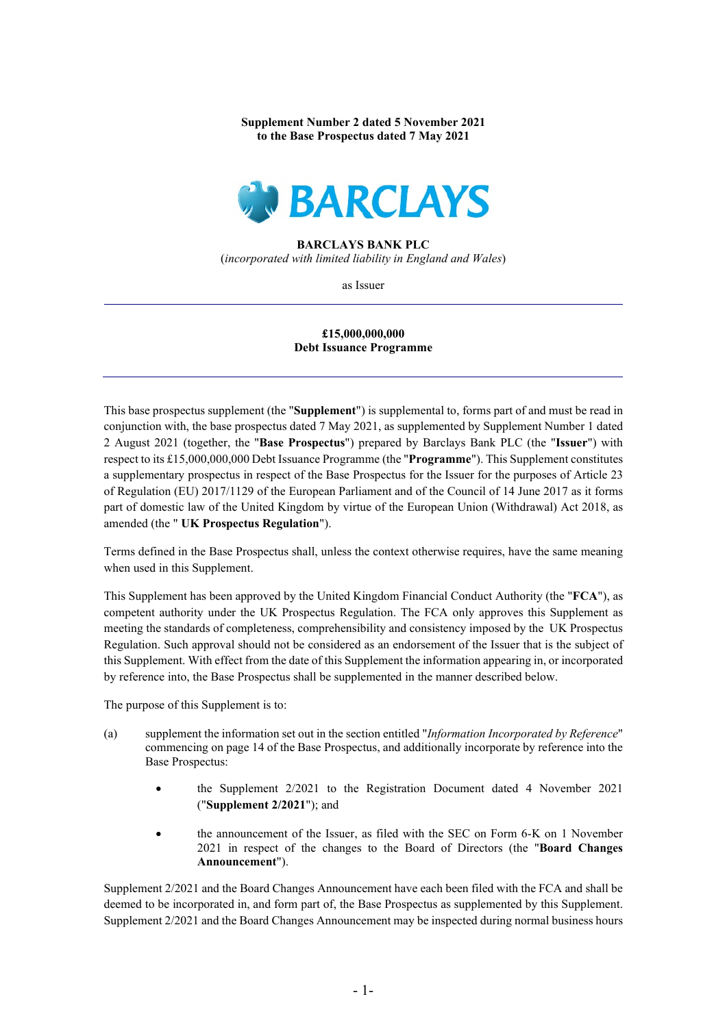**Supplement Number 2 dated 5 November 2021**
**to the Base Prospectus dated 7 May 2021**

BARCLAYS

**BARCLAYS BANK PLC**
(*incorporated with limited liability in England and Wales*)

as Issuer

**£15,000,000,000**
**Debt Issuance Programme**

This base prospectus supplement (the "**Supplement**") is supplemental to, forms part of and must be read in conjunction with, the base prospectus dated 7 May 2021, as supplemented by Supplement Number 1 dated 2 August 2021 (together, the "**Base Prospectus**") prepared by Barclays Bank PLC (the "**Issuer**") with respect to its £15,000,000,000 Debt Issuance Programme (the "**Programme**"). This Supplement constitutes a supplementary prospectus in respect of the Base Prospectus for the Issuer for the purposes of Article 23 of Regulation (EU) 2017/1129 of the European Parliament and of the Council of 14 June 2017 as it forms part of domestic law of the United Kingdom by virtue of the European Union (Withdrawal) Act 2018, as amended (the " **UK Prospectus Regulation**").

Terms defined in the Base Prospectus shall, unless the context otherwise requires, have the same meaning when used in this Supplement.

This Supplement has been approved by the United Kingdom Financial Conduct Authority (the "**FCA**"), as competent authority under the UK Prospectus Regulation. The FCA only approves this Supplement as meeting the standards of completeness, comprehensibility and consistency imposed by the UK Prospectus Regulation. Such approval should not be considered as an endorsement of the Issuer that is the subject of this Supplement. With effect from the date of this Supplement the information appearing in, or incorporated by reference into, the Base Prospectus shall be supplemented in the manner described below.

The purpose of this Supplement is to:

(a) supplement the information set out in the section entitled "*Information Incorporated by Reference*" commencing on page 14 of the Base Prospectus, and additionally incorporate by reference into the Base Prospectus:

- the Supplement 2/2021 to the Registration Document dated 4 November 2021 ("**Supplement 2/2021**"); and
- the announcement of the Issuer, as filed with the SEC on Form 6-K on 1 November 2021 in respect of the changes to the Board of Directors (the "**Board Changes Announcement**").

Supplement 2/2021 and the Board Changes Announcement have each been filed with the FCA and shall be deemed to be incorporated in, and form part of, the Base Prospectus as supplemented by this Supplement. Supplement 2/2021 and the Board Changes Announcement may be inspected during normal business hours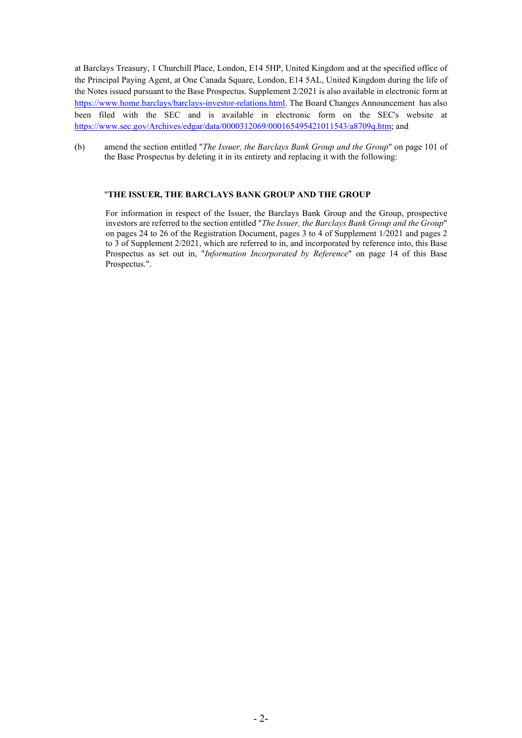at Barclays Treasury, 1 Churchill Place, London, E14 5HP, United Kingdom and at the specified office of the Principal Paying Agent, at One Canada Square, London, E14 5AL, United Kingdom during the life of the Notes issued pursuant to the Base Prospectus. Supplement 2/2021 is also available in electronic form at https://www.home.barclays/barclays-investor-relations.html. The Board Changes Announcement has also been filed with the SEC and is available in electronic form on the SEC's website at https://www.sec.gov/Archives/edgar/data/0000312069/000165495421011543/a8709q.htm; and

(b) amend the section entitled "*The Issuer, the Barclays Bank Group and the Group*" on page 101 of the Base Prospectus by deleting it in its entirety and replacing it with the following:

"**THE ISSUER, THE BARCLAYS BANK GROUP AND THE GROUP**

For information in respect of the Issuer, the Barclays Bank Group and the Group, prospective investors are referred to the section entitled "*The Issuer, the Barclays Bank Group and the Group*" on pages 24 to 26 of the Registration Document, pages 3 to 4 of Supplement 1/2021 and pages 2 to 3 of Supplement 2/2021, which are referred to in, and incorporated by reference into, this Base Prospectus as set out in, "*Information Incorporated by Reference*" on page 14 of this Base Prospectus.".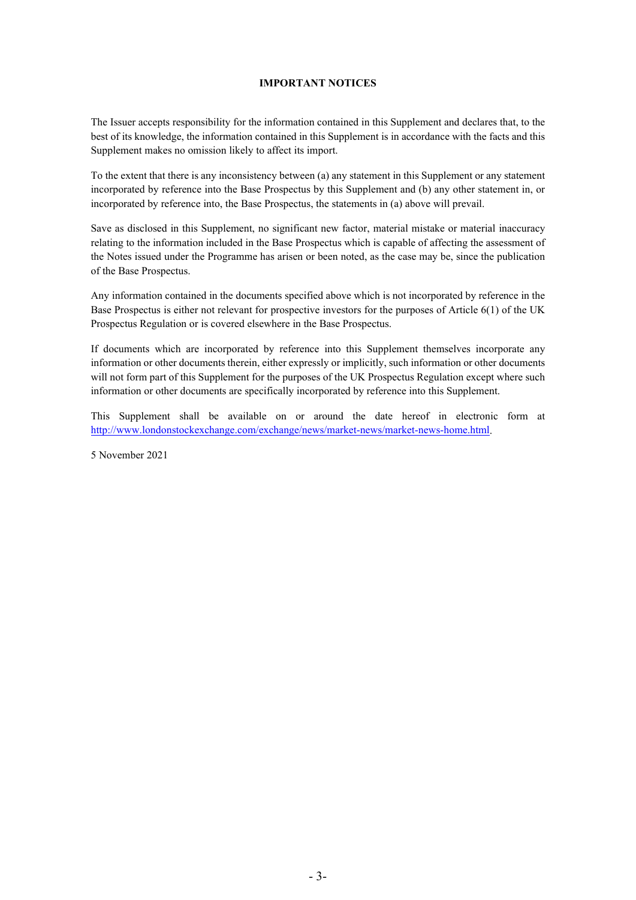## IMPORTANT NOTICES

The Issuer accepts responsibility for the information contained in this Supplement and declares that, to the best of its knowledge, the information contained in this Supplement is in accordance with the facts and this Supplement makes no omission likely to affect its import.

To the extent that there is any inconsistency between (a) any statement in this Supplement or any statement incorporated by reference into the Base Prospectus by this Supplement and (b) any other statement in, or incorporated by reference into, the Base Prospectus, the statements in (a) above will prevail.

Save as disclosed in this Supplement, no significant new factor, material mistake or material inaccuracy relating to the information included in the Base Prospectus which is capable of affecting the assessment of the Notes issued under the Programme has arisen or been noted, as the case may be, since the publication of the Base Prospectus.

Any information contained in the documents specified above which is not incorporated by reference in the Base Prospectus is either not relevant for prospective investors for the purposes of Article 6(1) of the UK Prospectus Regulation or is covered elsewhere in the Base Prospectus.

If documents which are incorporated by reference into this Supplement themselves incorporate any information or other documents therein, either expressly or implicitly, such information or other documents will not form part of this Supplement for the purposes of the UK Prospectus Regulation except where such information or other documents are specifically incorporated by reference into this Supplement.

This Supplement shall be available on or around the date hereof in electronic form at http://www.londonstockexchange.com/exchange/news/market-news/market-news-home.html.

5 November 2021